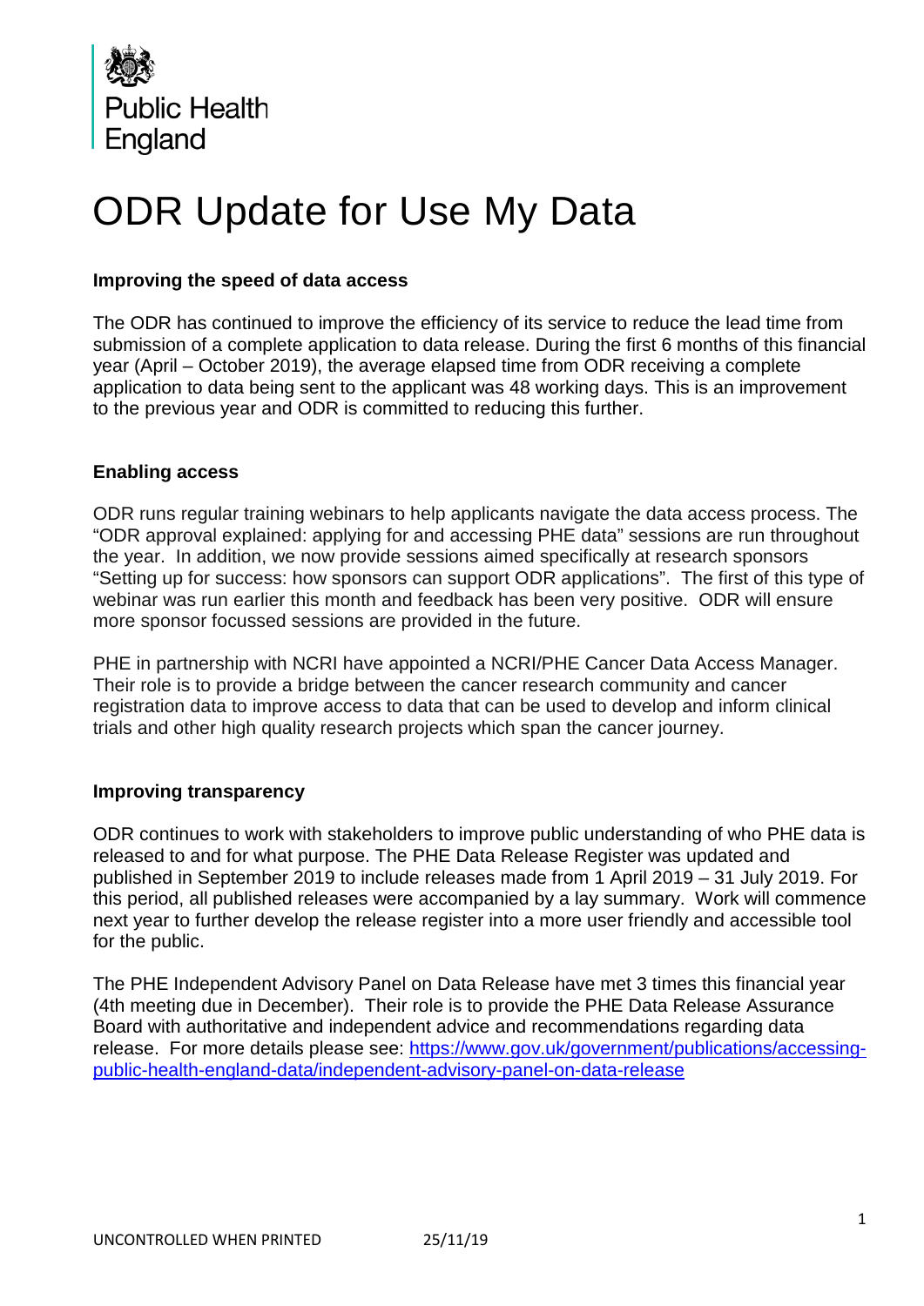Public Health England

# ODR Update for Use My Data

### Improving the speed of data access

The ODR has continued to improve the efficiency of its service to reduce the lead time from submission of a complete application to data release. During the first 6 months of this financial year (April – October 2019), the average elapsed time from ODR receiving a complete application to data being sent to the applicant was 48 working days. This is an improvement to the previous year and ODR is committed to reducing this further.

### Enabling access

ODR runs regular training webinars to help applicants navigate the data access process. The "ODR approval explained: applying for and accessing PHE data" sessions are run throughout the year. In addition, we now provide sessions aimed specifically at research sponsors "Setting up for success: how sponsors can support ODR applications". The first of this type of webinar was run earlier this month and feedback has been very positive. ODR will ensure more sponsor focussed sessions are provided in the future.

PHE in partnership with NCRI have appointed a NCRI/PHE Cancer Data Access Manager. Their role is to provide a bridge between the cancer research community and cancer registration data to improve access to data that can be used to develop and inform clinical trials and other high quality research projects which span the cancer journey.

### Improving transparency

ODR continues to work with stakeholders to improve public understanding of who PHE data is released to and for what purpose. The PHE Data Release Register was updated and published in September 2019 to include releases made from 1 April 2019 – 31 July 2019. For this period, all published releases were accompanied by a lay summary. Work will commence next year to further develop the release register into a more user friendly and accessible tool for the public.

The PHE Independent Advisory Panel on Data Release have met 3 times this financial year (4th meeting due in December). Their role is to provide the PHE Data Release Assurance Board with authoritative and independent advice and recommendations regarding data release. For more details please see: [https://www.gov.uk/government/publications/accessing-public-health-england-data/independent-advisory-panel-on-data-release](https://www.gov.uk/government/publications/accessing-public-health-england-data/independent-advisory-panel-on-data-release)

UNCONTROLLED WHEN PRINTED 25/11/19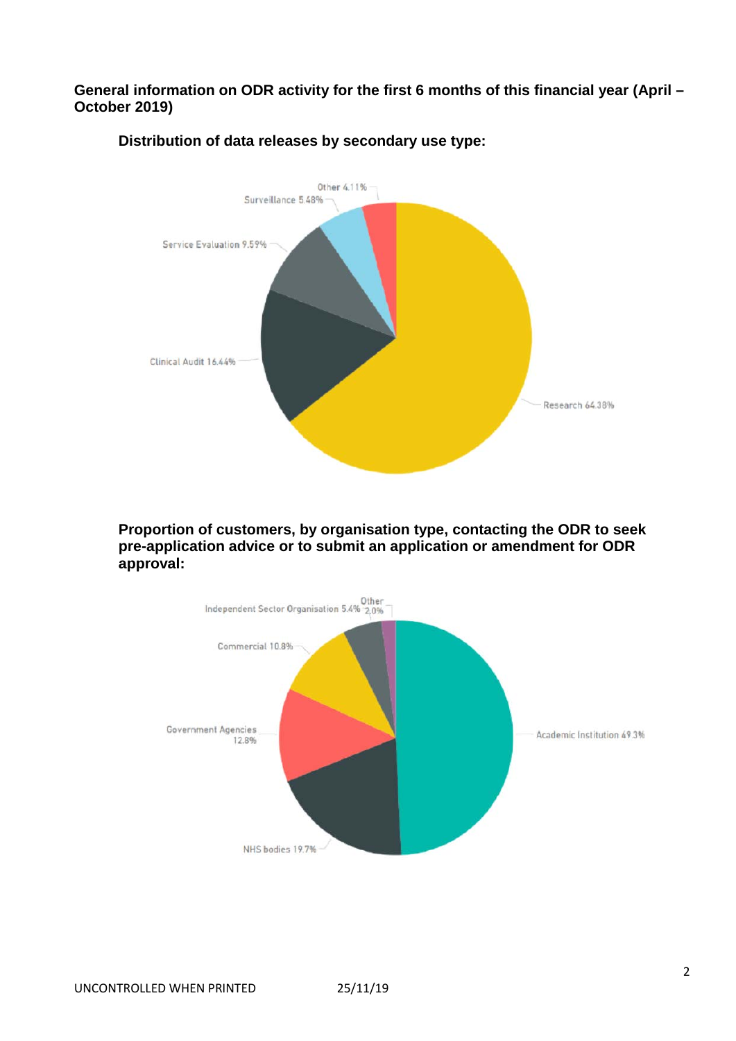**General information on ODR activity for the first 6 months of this financial year (April – October 2019)**

**Distribution of data releases by secondary use type:**

Other 4.11%
Surveillance 5.48%
Service Evaluation 9.59%
Clinical Audit 16.44%
Research 64.38%

**Proportion of customers, by organisation type, contacting the ODR to seek pre-application advice or to submit an application or amendment for ODR approval:**

Other 2.0%
Independent Sector Organisation 5.4%
Commercial 10.8%
Government Agencies 12.8%
NHS bodies 19.7%
Academic Institution 49.3%

UNCONTROLLED WHEN PRINTED 25/11/19